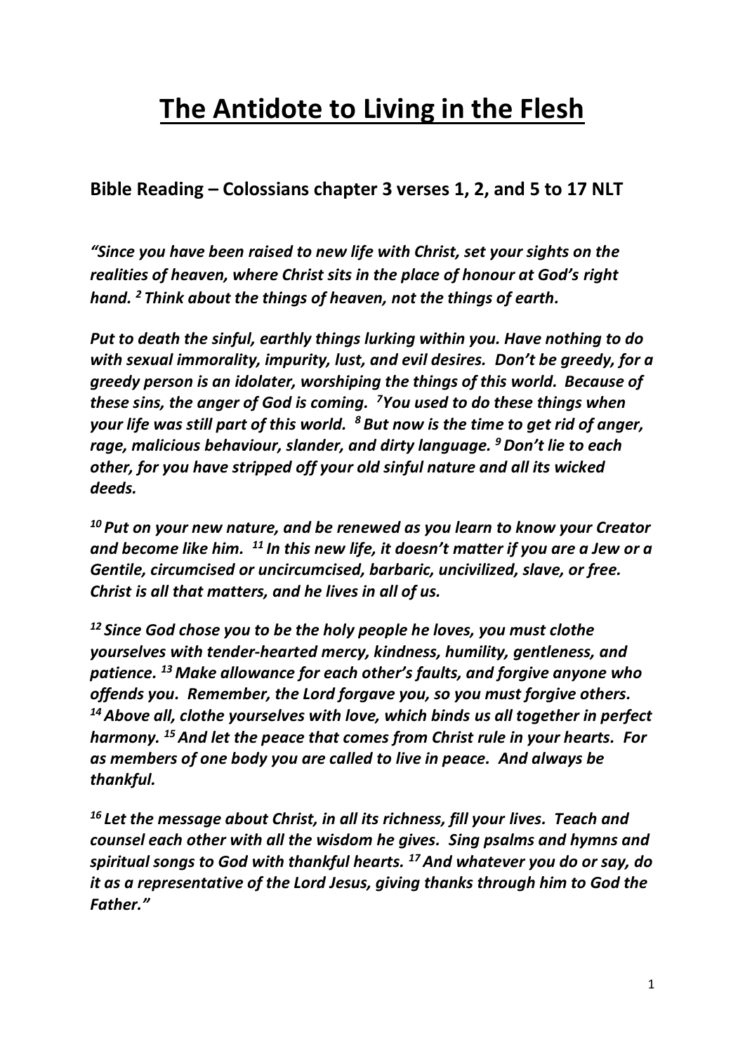# The Antidote to Living in the Flesh

## Bible Reading – Colossians chapter 3 verses 1, 2, and 5 to 17 NLT

***"Since you have been raised to new life with Christ, set your sights on the realities of heaven, where Christ sits in the place of honour at God's right hand. [2] Think about the things of heaven, not the things of earth.***

***Put to death the sinful, earthly things lurking within you. Have nothing to do with sexual immorality, impurity, lust, and evil desires. Don't be greedy, for a greedy person is an idolater, worshiping the things of this world. Because of these sins, the anger of God is coming. [7] You used to do these things when your life was still part of this world. [8] But now is the time to get rid of anger, rage, malicious behaviour, slander, and dirty language. [9] Don't lie to each other, for you have stripped off your old sinful nature and all its wicked deeds.***

***[10] Put on your new nature, and be renewed as you learn to know your Creator and become like him. [11] In this new life, it doesn't matter if you are a Jew or a Gentile, circumcised or uncircumcised, barbaric, uncivilized, slave, or free. Christ is all that matters, and he lives in all of us.***

***[12] Since God chose you to be the holy people he loves, you must clothe yourselves with tender-hearted mercy, kindness, humility, gentleness, and patience. [13] Make allowance for each other's faults, and forgive anyone who offends you. Remember, the Lord forgave you, so you must forgive others. [14] Above all, clothe yourselves with love, which binds us all together in perfect harmony. [15] And let the peace that comes from Christ rule in your hearts. For as members of one body you are called to live in peace. And always be thankful.***

***[16] Let the message about Christ, in all its richness, fill your lives. Teach and counsel each other with all the wisdom he gives. Sing psalms and hymns and spiritual songs to God with thankful hearts. [17] And whatever you do or say, do it as a representative of the Lord Jesus, giving thanks through him to God the Father."***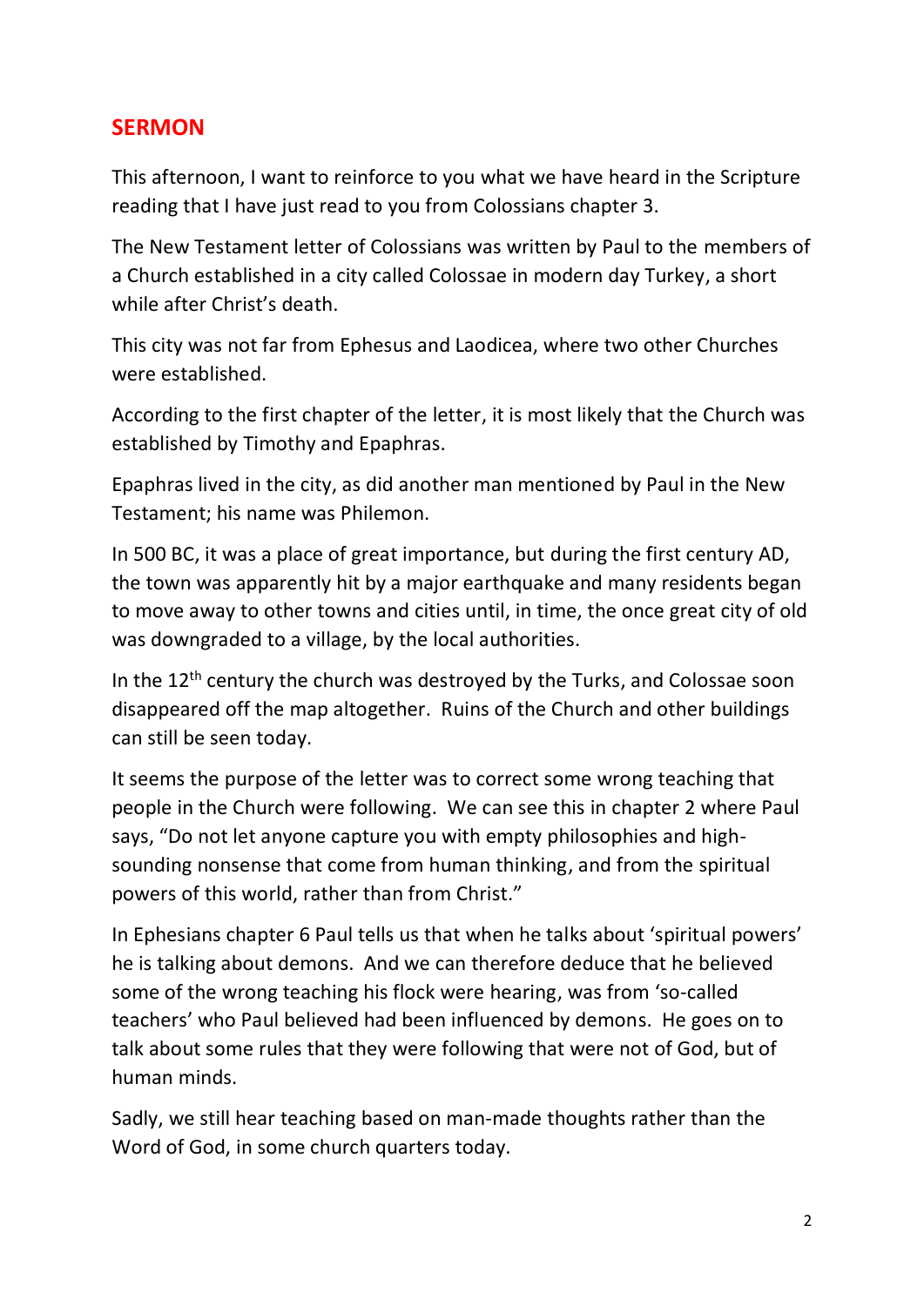## SERMON

This afternoon, I want to reinforce to you what we have heard in the Scripture reading that I have just read to you from Colossians chapter 3.

The New Testament letter of Colossians was written by Paul to the members of a Church established in a city called Colossae in modern day Turkey, a short while after Christ's death.

This city was not far from Ephesus and Laodicea, where two other Churches were established.

According to the first chapter of the letter, it is most likely that the Church was established by Timothy and Epaphras.

Epaphras lived in the city, as did another man mentioned by Paul in the New Testament; his name was Philemon.

In 500 BC, it was a place of great importance, but during the first century AD, the town was apparently hit by a major earthquake and many residents began to move away to other towns and cities until, in time, the once great city of old was downgraded to a village, by the local authorities.

In the 12th century the church was destroyed by the Turks, and Colossae soon disappeared off the map altogether. Ruins of the Church and other buildings can still be seen today.

It seems the purpose of the letter was to correct some wrong teaching that people in the Church were following. We can see this in chapter 2 where Paul says, "Do not let anyone capture you with empty philosophies and high-sounding nonsense that come from human thinking, and from the spiritual powers of this world, rather than from Christ."

In Ephesians chapter 6 Paul tells us that when he talks about 'spiritual powers' he is talking about demons. And we can therefore deduce that he believed some of the wrong teaching his flock were hearing, was from 'so-called teachers' who Paul believed had been influenced by demons. He goes on to talk about some rules that they were following that were not of God, but of human minds.

Sadly, we still hear teaching based on man-made thoughts rather than the Word of God, in some church quarters today.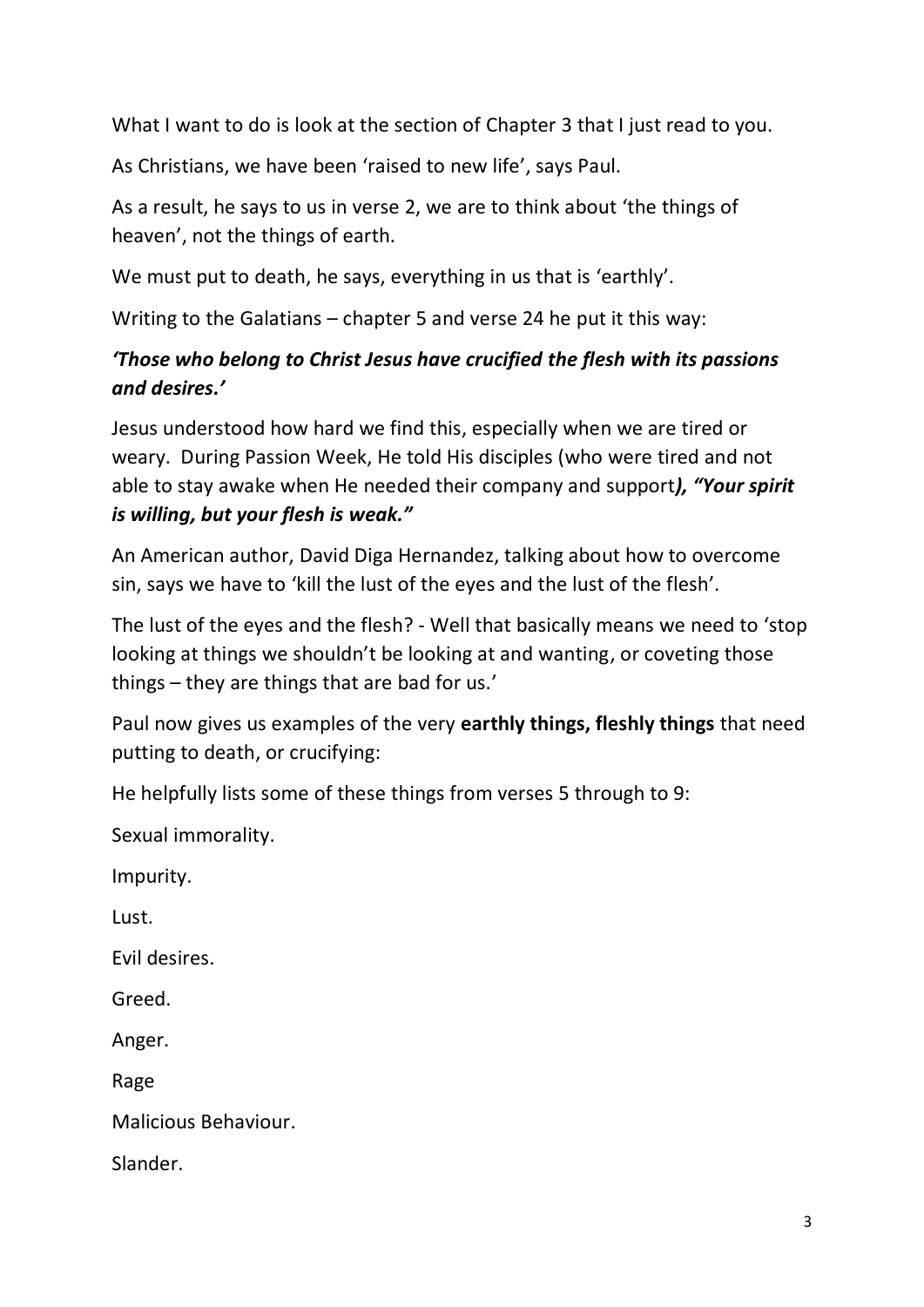What I want to do is look at the section of Chapter 3 that I just read to you.

As Christians, we have been 'raised to new life', says Paul.

As a result, he says to us in verse 2, we are to think about 'the things of heaven', not the things of earth.

We must put to death, he says, everything in us that is 'earthly'.

Writing to the Galatians – chapter 5 and verse 24 he put it this way:

***'Those who belong to Christ Jesus have crucified the flesh with its passions and desires.'***

Jesus understood how hard we find this, especially when we are tired or weary. During Passion Week, He told His disciples (who were tired and not able to stay awake when He needed their company and support***), "Your spirit is willing, but your flesh is weak."***

An American author, David Diga Hernandez, talking about how to overcome sin, says we have to 'kill the lust of the eyes and the lust of the flesh'.

The lust of the eyes and the flesh? - Well that basically means we need to 'stop looking at things we shouldn't be looking at and wanting, or coveting those things – they are things that are bad for us.'

Paul now gives us examples of the very **earthly things, fleshly things** that need putting to death, or crucifying:

He helpfully lists some of these things from verses 5 through to 9:

Sexual immorality.

Impurity.

Lust.

Evil desires.

Greed.

Anger.

Rage

Malicious Behaviour.

Slander.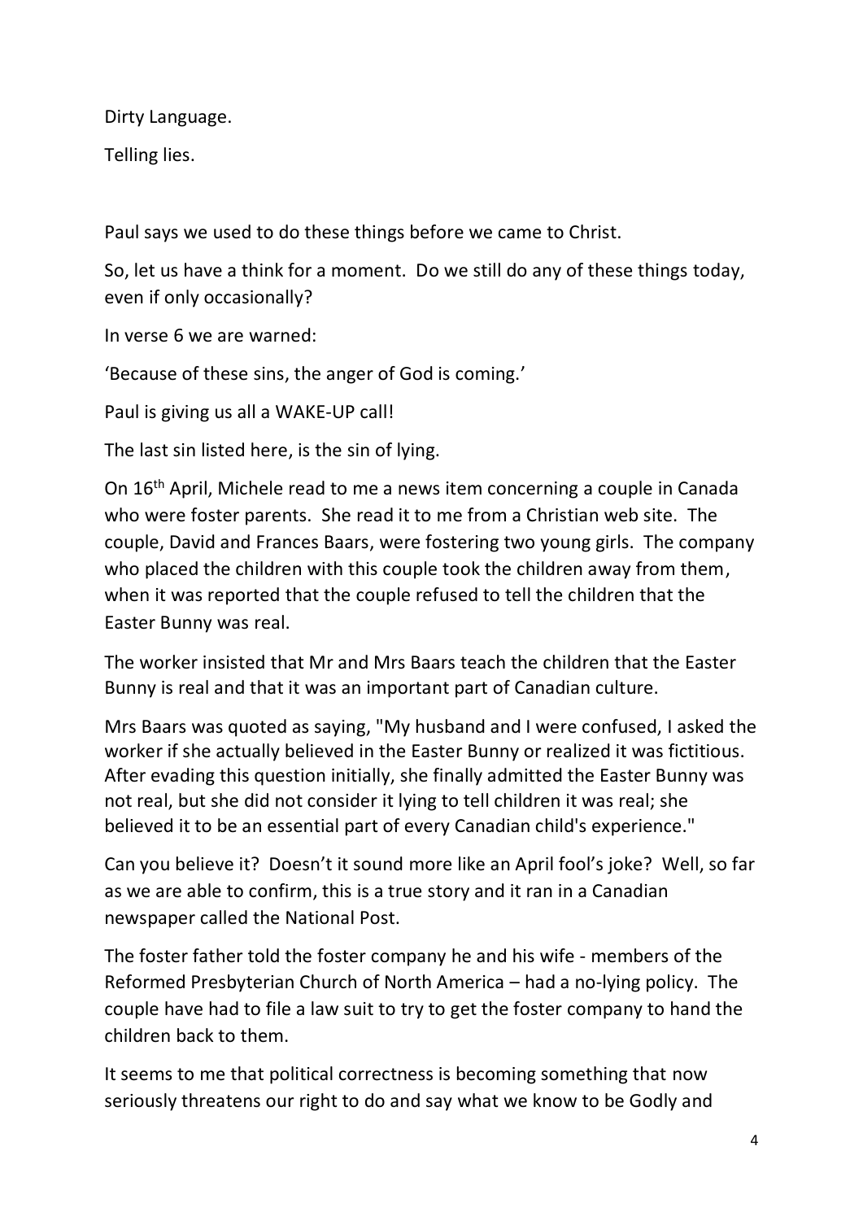Dirty Language.

Telling lies.

Paul says we used to do these things before we came to Christ.

So, let us have a think for a moment. Do we still do any of these things today, even if only occasionally?

In verse 6 we are warned:

'Because of these sins, the anger of God is coming.'

Paul is giving us all a WAKE-UP call!

The last sin listed here, is the sin of lying.

On 16th April, Michele read to me a news item concerning a couple in Canada who were foster parents. She read it to me from a Christian web site. The couple, David and Frances Baars, were fostering two young girls. The company who placed the children with this couple took the children away from them, when it was reported that the couple refused to tell the children that the Easter Bunny was real.

The worker insisted that Mr and Mrs Baars teach the children that the Easter Bunny is real and that it was an important part of Canadian culture.

Mrs Baars was quoted as saying, "My husband and I were confused, I asked the worker if she actually believed in the Easter Bunny or realized it was fictitious. After evading this question initially, she finally admitted the Easter Bunny was not real, but she did not consider it lying to tell children it was real; she believed it to be an essential part of every Canadian child's experience."

Can you believe it? Doesn't it sound more like an April fool's joke? Well, so far as we are able to confirm, this is a true story and it ran in a Canadian newspaper called the National Post.

The foster father told the foster company he and his wife - members of the Reformed Presbyterian Church of North America – had a no-lying policy. The couple have had to file a law suit to try to get the foster company to hand the children back to them.

It seems to me that political correctness is becoming something that now seriously threatens our right to do and say what we know to be Godly and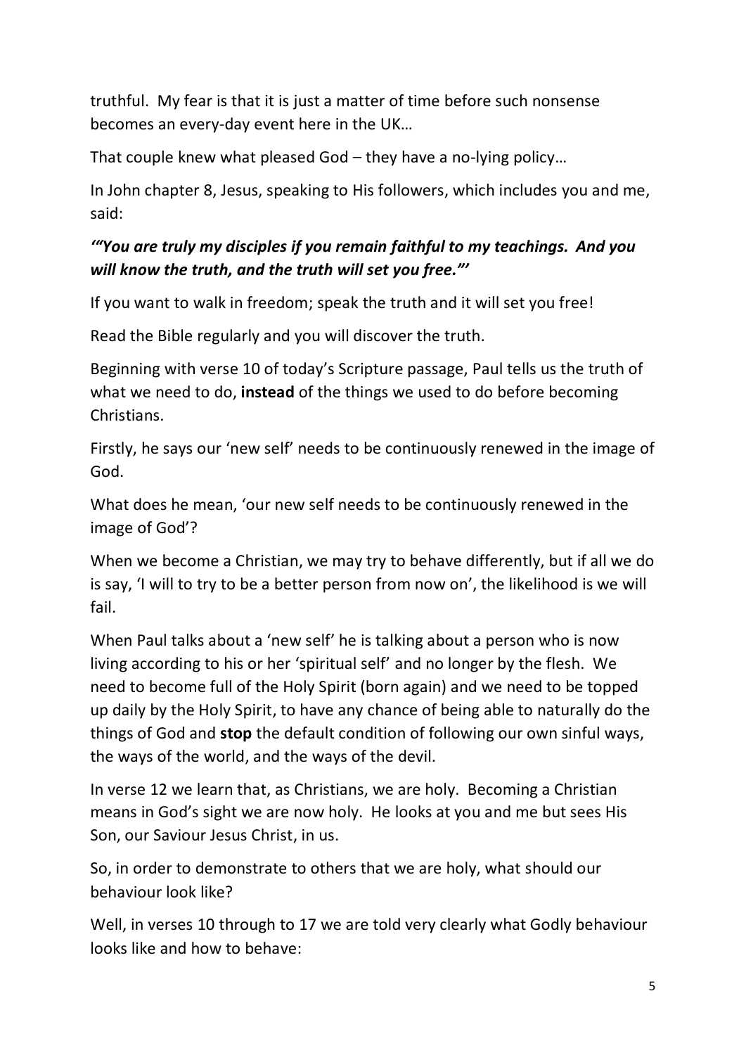truthful. My fear is that it is just a matter of time before such nonsense becomes an every-day event here in the UK…

That couple knew what pleased God – they have a no-lying policy…

In John chapter 8, Jesus, speaking to His followers, which includes you and me, said:

***'"You are truly my disciples if you remain faithful to my teachings. And you will know the truth, and the truth will set you free."'***

If you want to walk in freedom; speak the truth and it will set you free!

Read the Bible regularly and you will discover the truth.

Beginning with verse 10 of today's Scripture passage, Paul tells us the truth of what we need to do, **instead** of the things we used to do before becoming Christians.

Firstly, he says our 'new self' needs to be continuously renewed in the image of God.

What does he mean, 'our new self needs to be continuously renewed in the image of God'?

When we become a Christian, we may try to behave differently, but if all we do is say, 'I will to try to be a better person from now on', the likelihood is we will fail.

When Paul talks about a 'new self' he is talking about a person who is now living according to his or her 'spiritual self' and no longer by the flesh. We need to become full of the Holy Spirit (born again) and we need to be topped up daily by the Holy Spirit, to have any chance of being able to naturally do the things of God and **stop** the default condition of following our own sinful ways, the ways of the world, and the ways of the devil.

In verse 12 we learn that, as Christians, we are holy. Becoming a Christian means in God's sight we are now holy. He looks at you and me but sees His Son, our Saviour Jesus Christ, in us.

So, in order to demonstrate to others that we are holy, what should our behaviour look like?

Well, in verses 10 through to 17 we are told very clearly what Godly behaviour looks like and how to behave: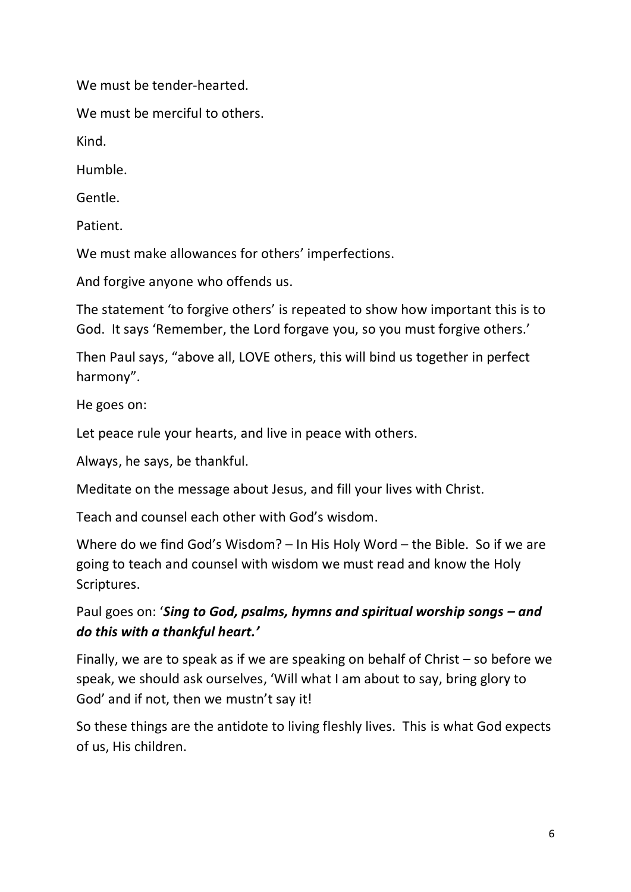We must be tender-hearted.

We must be merciful to others.

Kind.

Humble.

Gentle.

Patient.

We must make allowances for others' imperfections.

And forgive anyone who offends us.

The statement 'to forgive others' is repeated to show how important this is to God. It says 'Remember, the Lord forgave you, so you must forgive others.'

Then Paul says, "above all, LOVE others, this will bind us together in perfect harmony".

He goes on:

Let peace rule your hearts, and live in peace with others.

Always, he says, be thankful.

Meditate on the message about Jesus, and fill your lives with Christ.

Teach and counsel each other with God's wisdom.

Where do we find God's Wisdom? – In His Holy Word – the Bible. So if we are going to teach and counsel with wisdom we must read and know the Holy Scriptures.

Paul goes on: '***Sing to God, psalms, hymns and spiritual worship songs – and do this with a thankful heart.'***

Finally, we are to speak as if we are speaking on behalf of Christ – so before we speak, we should ask ourselves, 'Will what I am about to say, bring glory to God' and if not, then we mustn't say it!

So these things are the antidote to living fleshly lives. This is what God expects of us, His children.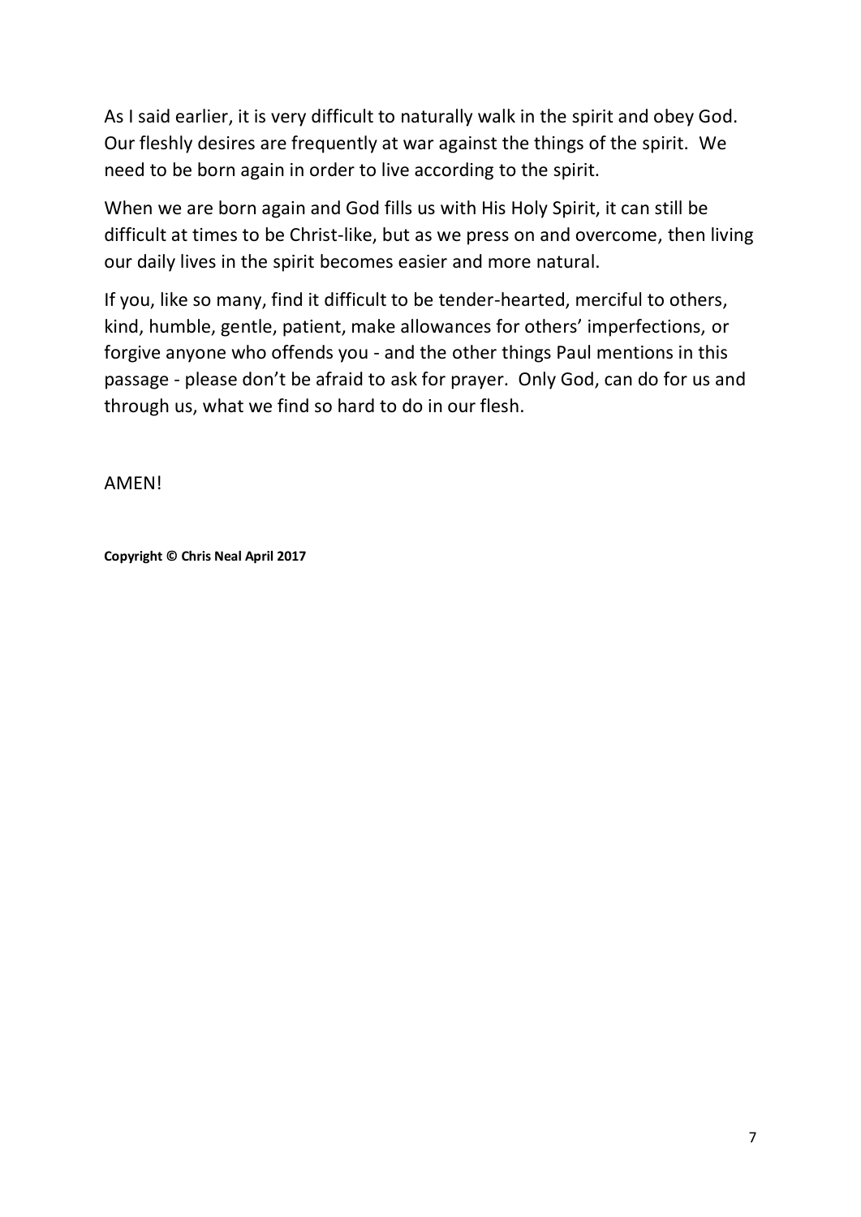As I said earlier, it is very difficult to naturally walk in the spirit and obey God. Our fleshly desires are frequently at war against the things of the spirit. We need to be born again in order to live according to the spirit.

When we are born again and God fills us with His Holy Spirit, it can still be difficult at times to be Christ-like, but as we press on and overcome, then living our daily lives in the spirit becomes easier and more natural.

If you, like so many, find it difficult to be tender-hearted, merciful to others, kind, humble, gentle, patient, make allowances for others' imperfections, or forgive anyone who offends you - and the other things Paul mentions in this passage - please don't be afraid to ask for prayer. Only God, can do for us and through us, what we find so hard to do in our flesh.

AMEN!

**Copyright © Chris Neal April 2017**